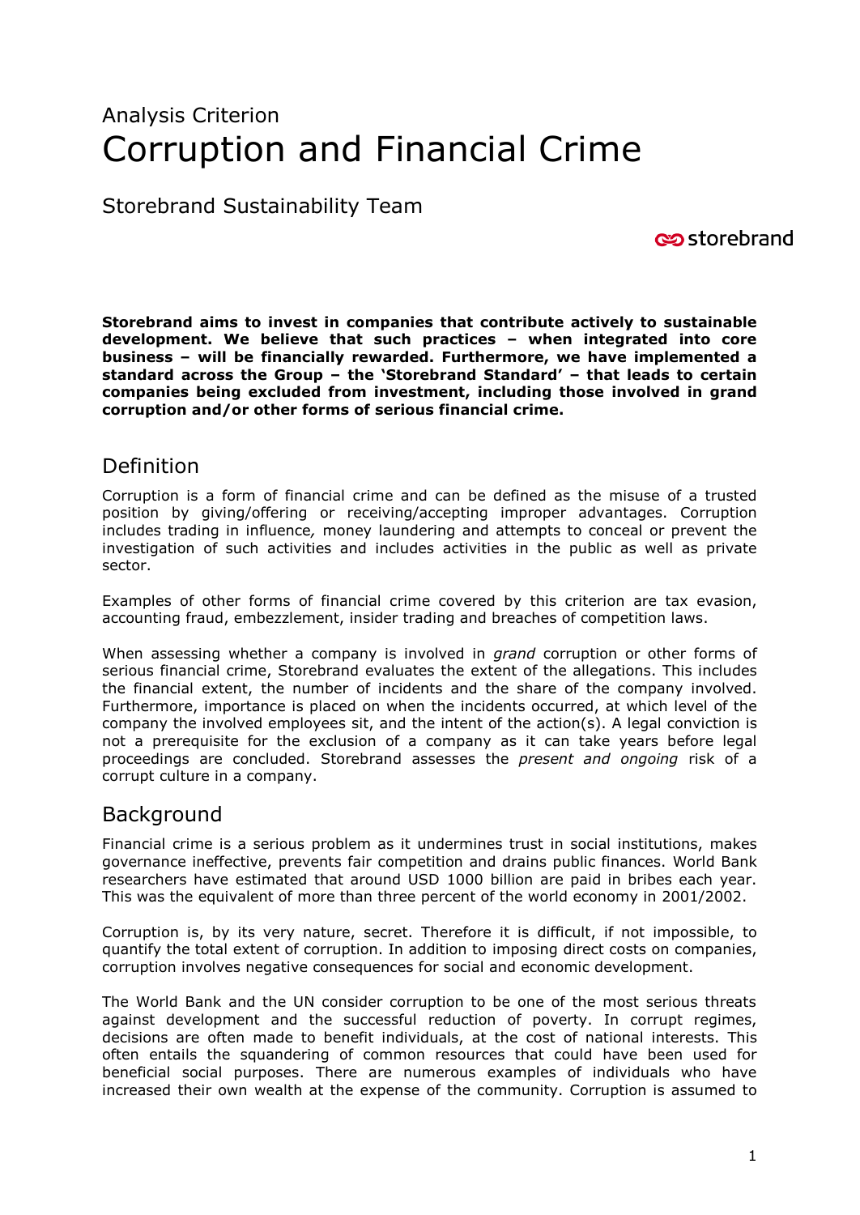# Analysis Criterion
# Corruption and Financial Crime

Storebrand Sustainability Team

storebrand

**Storebrand aims to invest in companies that contribute actively to sustainable development. We believe that such practices – when integrated into core business – will be financially rewarded. Furthermore, we have implemented a standard across the Group – the 'Storebrand Standard' – that leads to certain companies being excluded from investment, including those involved in grand corruption and/or other forms of serious financial crime.**

## Definition

Corruption is a form of financial crime and can be defined as the misuse of a trusted position by giving/offering or receiving/accepting improper advantages. Corruption includes trading in influence*,* money laundering and attempts to conceal or prevent the investigation of such activities and includes activities in the public as well as private sector.

Examples of other forms of financial crime covered by this criterion are tax evasion, accounting fraud, embezzlement, insider trading and breaches of competition laws.

When assessing whether a company is involved in *grand* corruption or other forms of serious financial crime, Storebrand evaluates the extent of the allegations. This includes the financial extent, the number of incidents and the share of the company involved. Furthermore, importance is placed on when the incidents occurred, at which level of the company the involved employees sit, and the intent of the action(s). A legal conviction is not a prerequisite for the exclusion of a company as it can take years before legal proceedings are concluded. Storebrand assesses the *present and ongoing* risk of a corrupt culture in a company.

## Background

Financial crime is a serious problem as it undermines trust in social institutions, makes governance ineffective, prevents fair competition and drains public finances. World Bank researchers have estimated that around USD 1000 billion are paid in bribes each year. This was the equivalent of more than three percent of the world economy in 2001/2002.

Corruption is, by its very nature, secret. Therefore it is difficult, if not impossible, to quantify the total extent of corruption. In addition to imposing direct costs on companies, corruption involves negative consequences for social and economic development.

The World Bank and the UN consider corruption to be one of the most serious threats against development and the successful reduction of poverty. In corrupt regimes, decisions are often made to benefit individuals, at the cost of national interests. This often entails the squandering of common resources that could have been used for beneficial social purposes. There are numerous examples of individuals who have increased their own wealth at the expense of the community. Corruption is assumed to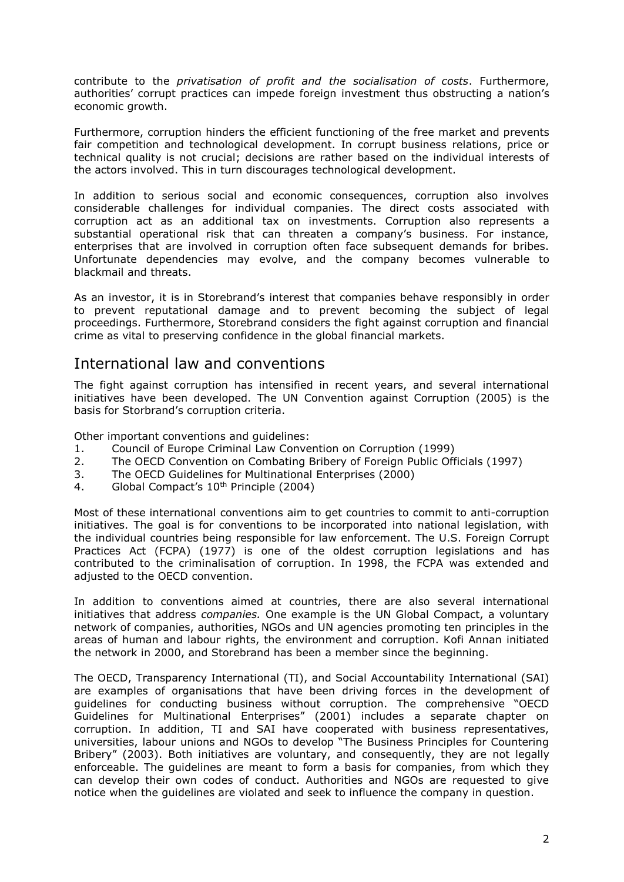contribute to the *privatisation of profit and the socialisation of costs*. Furthermore, authorities' corrupt practices can impede foreign investment thus obstructing a nation's economic growth.

Furthermore, corruption hinders the efficient functioning of the free market and prevents fair competition and technological development. In corrupt business relations, price or technical quality is not crucial; decisions are rather based on the individual interests of the actors involved. This in turn discourages technological development.

In addition to serious social and economic consequences, corruption also involves considerable challenges for individual companies. The direct costs associated with corruption act as an additional tax on investments. Corruption also represents a substantial operational risk that can threaten a company's business. For instance, enterprises that are involved in corruption often face subsequent demands for bribes. Unfortunate dependencies may evolve, and the company becomes vulnerable to blackmail and threats.

As an investor, it is in Storebrand's interest that companies behave responsibly in order to prevent reputational damage and to prevent becoming the subject of legal proceedings. Furthermore, Storebrand considers the fight against corruption and financial crime as vital to preserving confidence in the global financial markets.

## International law and conventions

The fight against corruption has intensified in recent years, and several international initiatives have been developed. The UN Convention against Corruption (2005) is the basis for Storbrand's corruption criteria.

Other important conventions and guidelines:

1. Council of Europe Criminal Law Convention on Corruption (1999)
2. The OECD Convention on Combating Bribery of Foreign Public Officials (1997)
3. The OECD Guidelines for Multinational Enterprises (2000)
4. Global Compact's 10th Principle (2004)

Most of these international conventions aim to get countries to commit to anti-corruption initiatives. The goal is for conventions to be incorporated into national legislation, with the individual countries being responsible for law enforcement. The U.S. Foreign Corrupt Practices Act (FCPA) (1977) is one of the oldest corruption legislations and has contributed to the criminalisation of corruption. In 1998, the FCPA was extended and adjusted to the OECD convention.

In addition to conventions aimed at countries, there are also several international initiatives that address *companies.* One example is the UN Global Compact, a voluntary network of companies, authorities, NGOs and UN agencies promoting ten principles in the areas of human and labour rights, the environment and corruption. Kofi Annan initiated the network in 2000, and Storebrand has been a member since the beginning.

The OECD, Transparency International (TI), and Social Accountability International (SAI) are examples of organisations that have been driving forces in the development of guidelines for conducting business without corruption. The comprehensive "OECD Guidelines for Multinational Enterprises" (2001) includes a separate chapter on corruption. In addition, TI and SAI have cooperated with business representatives, universities, labour unions and NGOs to develop "The Business Principles for Countering Bribery" (2003). Both initiatives are voluntary, and consequently, they are not legally enforceable. The guidelines are meant to form a basis for companies, from which they can develop their own codes of conduct. Authorities and NGOs are requested to give notice when the guidelines are violated and seek to influence the company in question.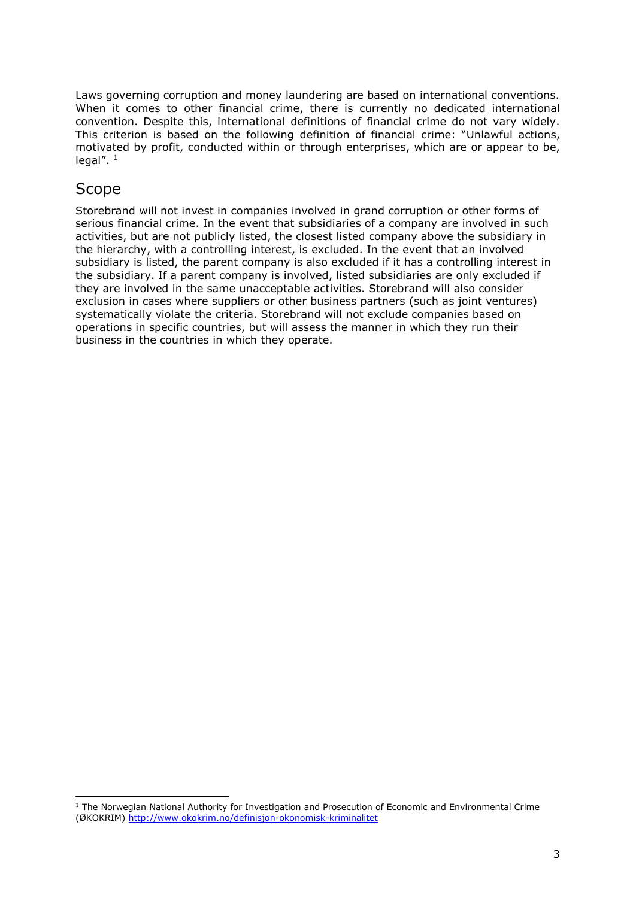Laws governing corruption and money laundering are based on international conventions. When it comes to other financial crime, there is currently no dedicated international convention. Despite this, international definitions of financial crime do not vary widely. This criterion is based on the following definition of financial crime: "Unlawful actions, motivated by profit, conducted within or through enterprises, which are or appear to be, legal". [1]

## Scope

Storebrand will not invest in companies involved in grand corruption or other forms of serious financial crime. In the event that subsidiaries of a company are involved in such activities, but are not publicly listed, the closest listed company above the subsidiary in the hierarchy, with a controlling interest, is excluded. In the event that an involved subsidiary is listed, the parent company is also excluded if it has a controlling interest in the subsidiary. If a parent company is involved, listed subsidiaries are only excluded if they are involved in the same unacceptable activities. Storebrand will also consider exclusion in cases where suppliers or other business partners (such as joint ventures) systematically violate the criteria. Storebrand will not exclude companies based on operations in specific countries, but will assess the manner in which they run their business in the countries in which they operate.

---

[1] The Norwegian National Authority for Investigation and Prosecution of Economic and Environmental Crime (ØKOKRIM) http://www.okokrim.no/definisjon-okonomisk-kriminalitet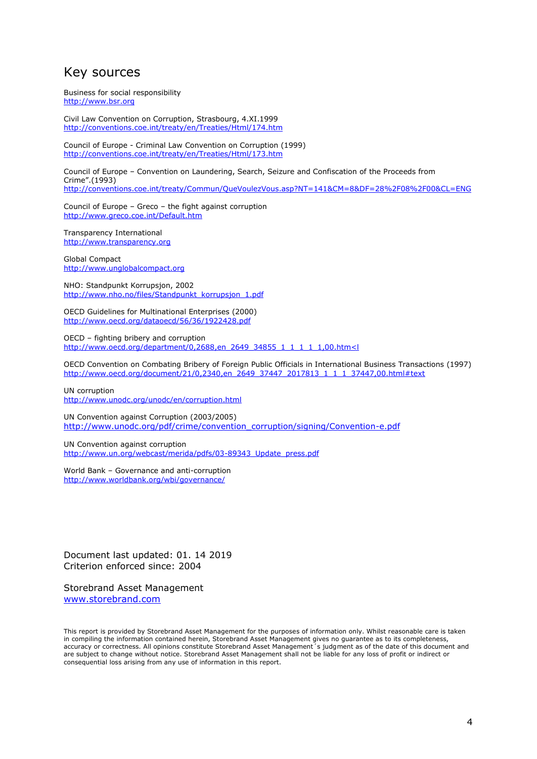# Key sources

Business for social responsibility
http://www.bsr.org

Civil Law Convention on Corruption, Strasbourg, 4.XI.1999
http://conventions.coe.int/treaty/en/Treaties/Html/174.htm

Council of Europe - Criminal Law Convention on Corruption (1999)
http://conventions.coe.int/treaty/en/Treaties/Html/173.htm

Council of Europe – Convention on Laundering, Search, Seizure and Confiscation of the Proceeds from Crime".(1993)
http://conventions.coe.int/treaty/Commun/QueVoulezVous.asp?NT=141&CM=8&DF=28%2F08%2F00&CL=ENG

Council of Europe – Greco – the fight against corruption
http://www.greco.coe.int/Default.htm

Transparency International
http://www.transparency.org

Global Compact
http://www.unglobalcompact.org

NHO: Standpunkt Korrupsjon, 2002
http://www.nho.no/files/Standpunkt_korrupsjon_1.pdf

OECD Guidelines for Multinational Enterprises (2000)
http://www.oecd.org/dataoecd/56/36/1922428.pdf

OECD – fighting bribery and corruption
http://www.oecd.org/department/0,2688,en_2649_34855_1_1_1_1_1,00.htm<l

OECD Convention on Combating Bribery of Foreign Public Officials in International Business Transactions (1997)
http://www.oecd.org/document/21/0,2340,en_2649_37447_2017813_1_1_1_37447,00.html#text

UN corruption
http://www.unodc.org/unodc/en/corruption.html

UN Convention against Corruption (2003/2005)
http://www.unodc.org/pdf/crime/convention_corruption/signing/Convention-e.pdf

UN Convention against corruption
http://www.un.org/webcast/merida/pdfs/03-89343_Update_press.pdf

World Bank – Governance and anti-corruption
http://www.worldbank.org/wbi/governance/

Document last updated: 01. 14 2019
Criterion enforced since: 2004

Storebrand Asset Management
www.storebrand.com

This report is provided by Storebrand Asset Management for the purposes of information only. Whilst reasonable care is taken in compiling the information contained herein, Storebrand Asset Management gives no guarantee as to its completeness, accuracy or correctness. All opinions constitute Storebrand Asset Management´s judgment as of the date of this document and are subject to change without notice. Storebrand Asset Management shall not be liable for any loss of profit or indirect or consequential loss arising from any use of information in this report.